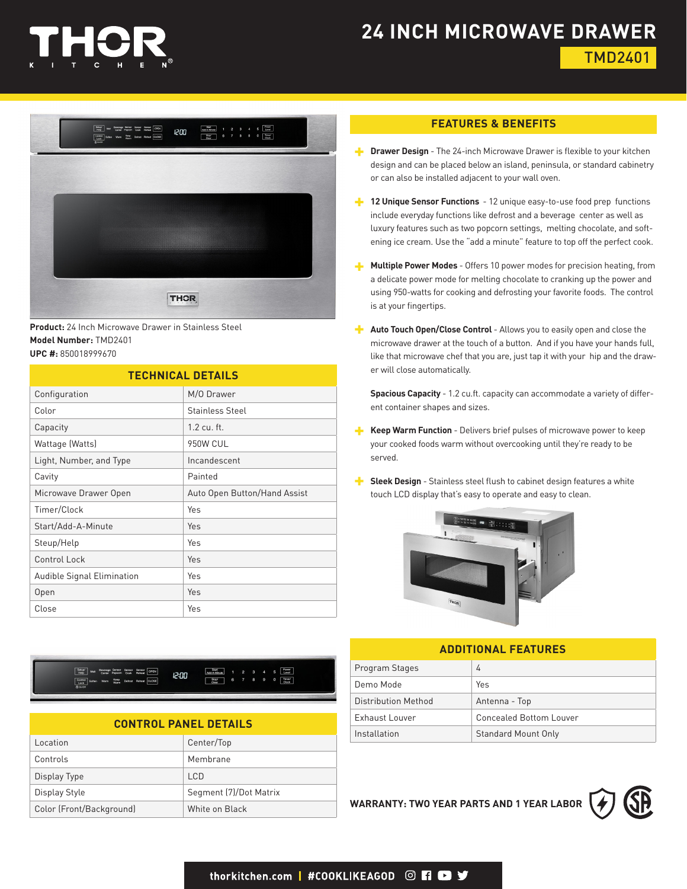# THOR KITCHEN

# 24 INCH MICROWAVE DRAWER

## TMD2401

**Product:** 24 Inch Microwave Drawer in Stainless Steel
**Model Number:** TMD2401
**UPC #:** 850018999670

## TECHNICAL DETAILS

| TECHNICAL DETAILS | |
|---|---|
| Configuration | M/O Drawer |
| Color | Stainless Steel |
| Capacity | 1.2 cu. ft. |
| Wattage (Watts) | 950W CUL |
| Light, Number, and Type | Incandescent |
| Cavity | Painted |
| Microwave Drawer Open | Auto Open Button/Hand Assist |
| Timer/Clock | Yes |
| Start/Add-A-Minute | Yes |
| Steup/Help | Yes |
| Control Lock | Yes |
| Audible Signal Elimination | Yes |
| Open | Yes |
| Close | Yes |

## CONTROL PANEL DETAILS

| CONTROL PANEL DETAILS | |
|---|---|
| Location | Center/Top |
| Controls | Membrane |
| Display Type | LCD |
| Display Style | Segment (7)/Dot Matrix |
| Color (Front/Background) | White on Black |

## FEATURES & BENEFITS

- **Drawer Design** - The 24-inch Microwave Drawer is flexible to your kitchen design and can be placed below an island, peninsula, or standard cabinetry or can also be installed adjacent to your wall oven.
- **12 Unique Sensor Functions** - 12 unique easy-to-use food prep functions include everyday functions like defrost and a beverage center as well as luxury features such as two popcorn settings, melting chocolate, and softening ice cream. Use the "add a minute" feature to top off the perfect cook.
- **Multiple Power Modes** - Offers 10 power modes for precision heating, from a delicate power mode for melting chocolate to cranking up the power and using 950-watts for cooking and defrosting your favorite foods. The control is at your fingertips.
- **Auto Touch Open/Close Control** - Allows you to easily open and close the microwave drawer at the touch of a button. And if you have your hands full, like that microwave chef that you are, just tap it with your hip and the drawer will close automatically.

  **Spacious Capacity** - 1.2 cu.ft. capacity can accommodate a variety of different container shapes and sizes.
- **Keep Warm Function** - Delivers brief pulses of microwave power to keep your cooked foods warm without overcooking until they're ready to be served.
- **Sleek Design** - Stainless steel flush to cabinet design features a white touch LCD display that's easy to operate and easy to clean.

## ADDITIONAL FEATURES

| ADDITIONAL FEATURES | |
|---|---|
| Program Stages | 4 |
| Demo Mode | Yes |
| Distribution Method | Antenna - Top |
| Exhaust Louver | Concealed Bottom Louver |
| Installation | Standard Mount Only |

**WARRANTY: TWO YEAR PARTS AND 1 YEAR LABOR**

thorkitchen.com | #COOKLIKEAGOD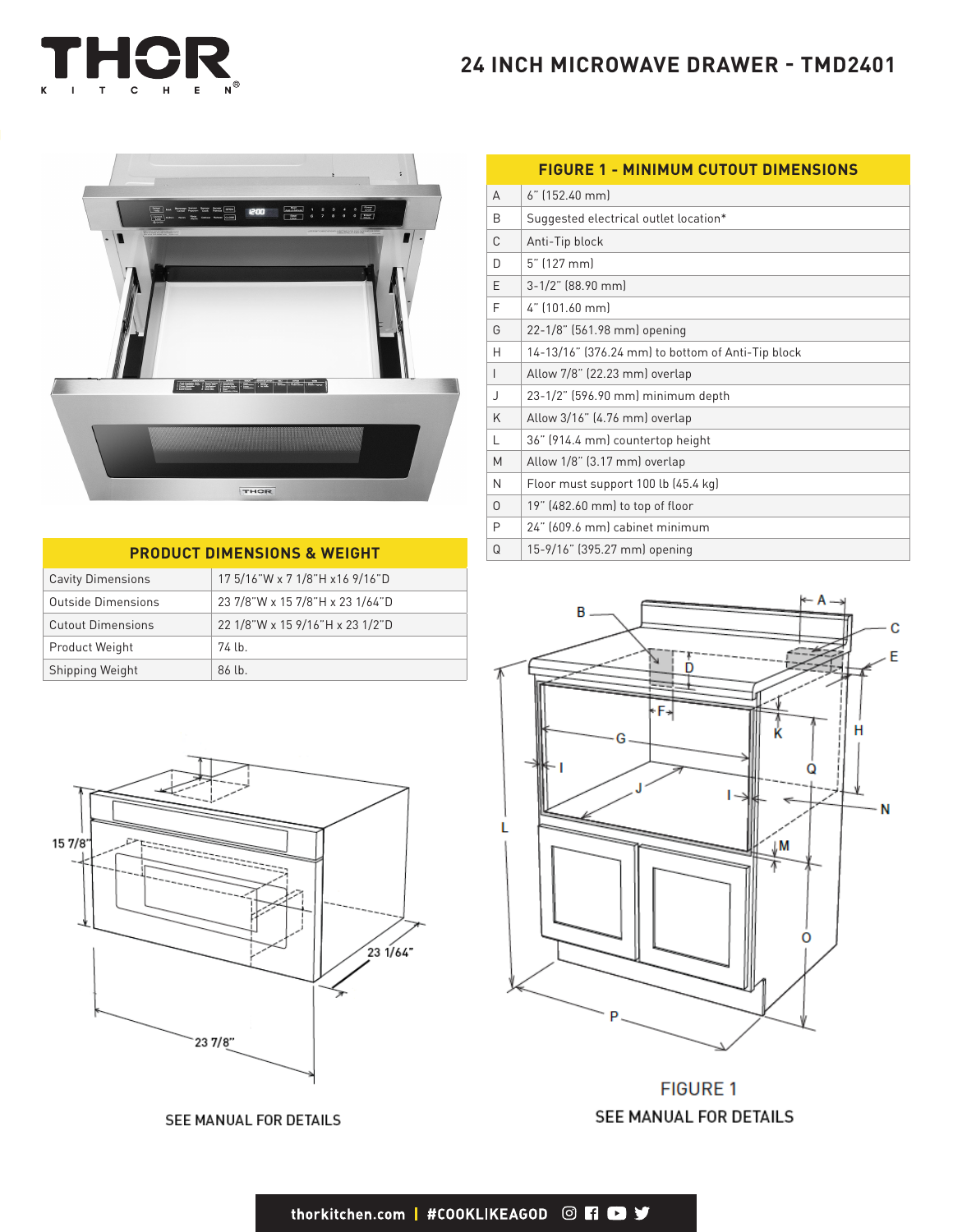# 24 INCH MICROWAVE DRAWER - TMD2401

## FIGURE 1 - MINIMUM CUTOUT DIMENSIONS

| | |
|---|---|
| A | 6" (152.40 mm) |
| B | Suggested electrical outlet location* |
| C | Anti-Tip block |
| D | 5" (127 mm) |
| E | 3-1/2" (88.90 mm) |
| F | 4" (101.60 mm) |
| G | 22-1/8" (561.98 mm) opening |
| H | 14-13/16" (376.24 mm) to bottom of Anti-Tip block |
| I | Allow 7/8" (22.23 mm) overlap |
| J | 23-1/2" (596.90 mm) minimum depth |
| K | Allow 3/16" (4.76 mm) overlap |
| L | 36" (914.4 mm) countertop height |
| M | Allow 1/8" (3.17 mm) overlap |
| N | Floor must support 100 lb (45.4 kg) |
| O | 19" (482.60 mm) to top of floor |
| P | 24" (609.6 mm) cabinet minimum |
| Q | 15-9/16" (395.27 mm) opening |

## PRODUCT DIMENSIONS & WEIGHT

| | |
|---|---|
| Cavity Dimensions | 17 5/16"W x 7 1/8"H x16 9/16"D |
| Outside Dimensions | 23 7/8"W x 15 7/8"H x 23 1/64"D |
| Cutout Dimensions | 22 1/8"W x 15 9/16"H x 23 1/2"D |
| Product Weight | 74 lb. |
| Shipping Weight | 86 lb. |

15 7/8"

23 1/64"

23 7/8"

SEE MANUAL FOR DETAILS

A B C D E F G H I J K L M N O P Q

FIGURE 1

SEE MANUAL FOR DETAILS

thorkitchen.com | #COOKLIKEAGOD